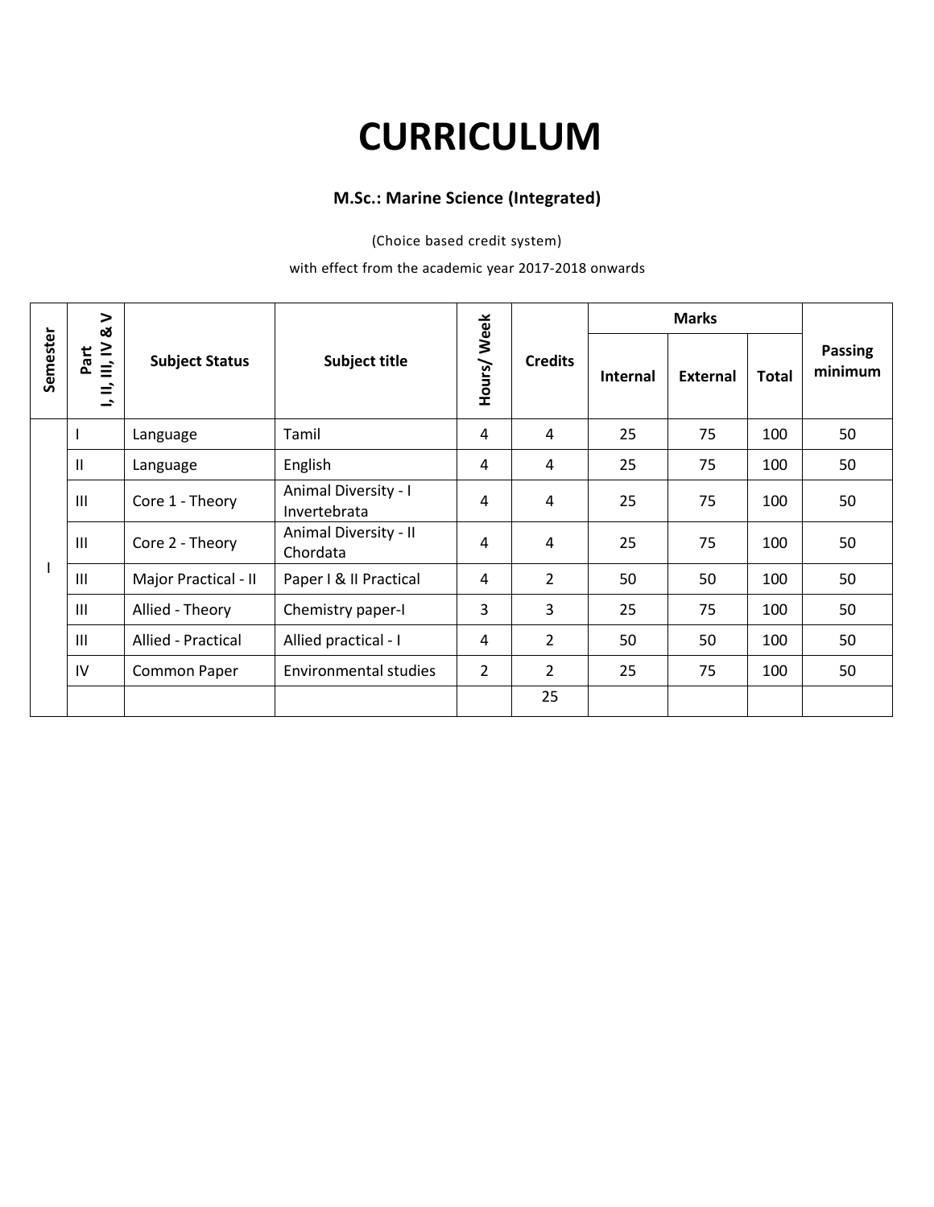# CURRICULUM

### M.Sc.: Marine Science (Integrated)

(Choice based credit system)

with effect from the academic year 2017-2018 onwards

| Semester | Part I, II, III, IV & V | Subject Status | Subject title | Hours/ Week | Credits | Marks | | | Passing minimum |
|---|---|---|---|---|---|---|---|---|---|
| | | | | | | Internal | External | Total | |
| I | I | Language | Tamil | 4 | 4 | 25 | 75 | 100 | 50 |
| | II | Language | English | 4 | 4 | 25 | 75 | 100 | 50 |
| | III | Core 1 - Theory | Animal Diversity - I Invertebrata | 4 | 4 | 25 | 75 | 100 | 50 |
| | III | Core 2 - Theory | Animal Diversity - II Chordata | 4 | 4 | 25 | 75 | 100 | 50 |
| | III | Major Practical - II | Paper I & II Practical | 4 | 2 | 50 | 50 | 100 | 50 |
| | III | Allied - Theory | Chemistry paper-I | 3 | 3 | 25 | 75 | 100 | 50 |
| | III | Allied - Practical | Allied practical - I | 4 | 2 | 50 | 50 | 100 | 50 |
| | IV | Common Paper | Environmental studies | 2 | 2 | 25 | 75 | 100 | 50 |
| | | | | | 25 | | | | |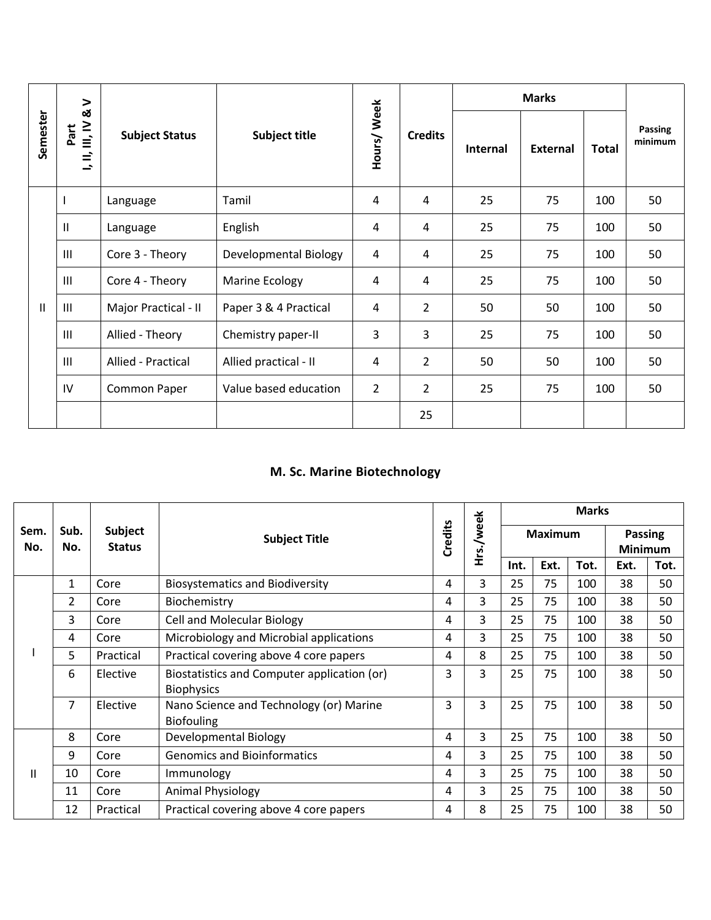| Semester | Part I, II, III, IV & V | Subject Status | Subject title | Hours/ Week | Credits | Marks | | | Passing minimum |
|---|---|---|---|---|---|---|---|---|---|
| | | | | | | Internal | External | Total | |
| II | I | Language | Tamil | 4 | 4 | 25 | 75 | 100 | 50 |
| | II | Language | English | 4 | 4 | 25 | 75 | 100 | 50 |
| | III | Core 3 - Theory | Developmental Biology | 4 | 4 | 25 | 75 | 100 | 50 |
| | III | Core 4 - Theory | Marine Ecology | 4 | 4 | 25 | 75 | 100 | 50 |
| | III | Major Practical - II | Paper 3 & 4 Practical | 4 | 2 | 50 | 50 | 100 | 50 |
| | III | Allied - Theory | Chemistry paper-II | 3 | 3 | 25 | 75 | 100 | 50 |
| | III | Allied - Practical | Allied practical - II | 4 | 2 | 50 | 50 | 100 | 50 |
| | IV | Common Paper | Value based education | 2 | 2 | 25 | 75 | 100 | 50 |
| | | | | | 25 | | | | |

## M. Sc. Marine Biotechnology

| Sem. No. | Sub. No. | Subject Status | Subject Title | Credits | Hrs./week | Marks | | | | |
|---|---|---|---|---|---|---|---|---|---|---|
| | | | | | | Maximum | | | Passing Minimum | |
| | | | | | | Int. | Ext. | Tot. | Ext. | Tot. |
| I | 1 | Core | Biosystematics and Biodiversity | 4 | 3 | 25 | 75 | 100 | 38 | 50 |
| | 2 | Core | Biochemistry | 4 | 3 | 25 | 75 | 100 | 38 | 50 |
| | 3 | Core | Cell and Molecular Biology | 4 | 3 | 25 | 75 | 100 | 38 | 50 |
| | 4 | Core | Microbiology and Microbial applications | 4 | 3 | 25 | 75 | 100 | 38 | 50 |
| | 5 | Practical | Practical covering above 4 core papers | 4 | 8 | 25 | 75 | 100 | 38 | 50 |
| | 6 | Elective | Biostatistics and Computer application (or) Biophysics | 3 | 3 | 25 | 75 | 100 | 38 | 50 |
| | 7 | Elective | Nano Science and Technology (or) Marine Biofouling | 3 | 3 | 25 | 75 | 100 | 38 | 50 |
| II | 8 | Core | Developmental Biology | 4 | 3 | 25 | 75 | 100 | 38 | 50 |
| | 9 | Core | Genomics and Bioinformatics | 4 | 3 | 25 | 75 | 100 | 38 | 50 |
| | 10 | Core | Immunology | 4 | 3 | 25 | 75 | 100 | 38 | 50 |
| | 11 | Core | Animal Physiology | 4 | 3 | 25 | 75 | 100 | 38 | 50 |
| | 12 | Practical | Practical covering above 4 core papers | 4 | 8 | 25 | 75 | 100 | 38 | 50 |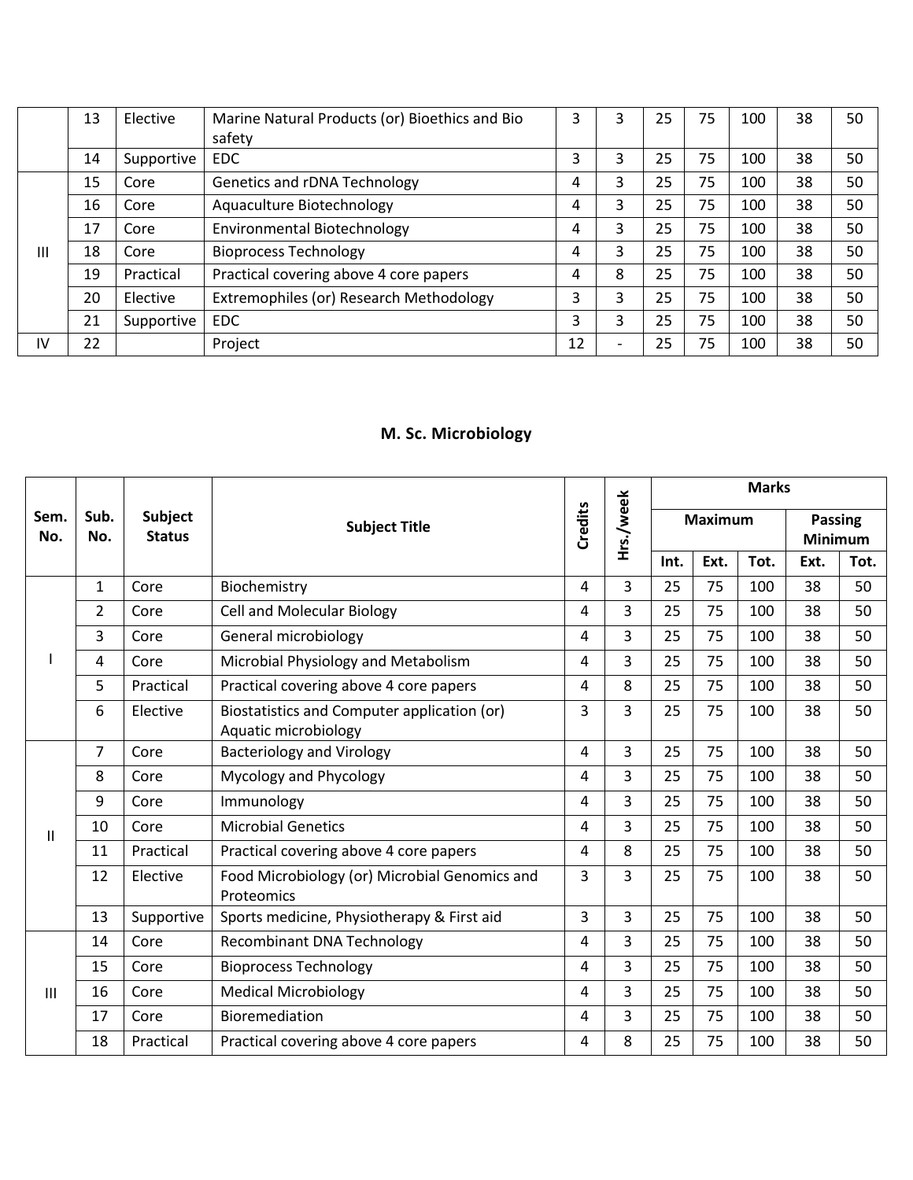| | 13 | Elective | Marine Natural Products (or) Bioethics and Bio safety | 3 | 3 | 25 | 75 | 100 | 38 | 50 |
|---|---|---|---|---|---|---|---|---|---|---|
| | 14 | Supportive | EDC | 3 | 3 | 25 | 75 | 100 | 38 | 50 |
| III | 15 | Core | Genetics and rDNA Technology | 4 | 3 | 25 | 75 | 100 | 38 | 50 |
| | 16 | Core | Aquaculture Biotechnology | 4 | 3 | 25 | 75 | 100 | 38 | 50 |
| | 17 | Core | Environmental Biotechnology | 4 | 3 | 25 | 75 | 100 | 38 | 50 |
| | 18 | Core | Bioprocess Technology | 4 | 3 | 25 | 75 | 100 | 38 | 50 |
| | 19 | Practical | Practical covering above 4 core papers | 4 | 8 | 25 | 75 | 100 | 38 | 50 |
| | 20 | Elective | Extremophiles (or) Research Methodology | 3 | 3 | 25 | 75 | 100 | 38 | 50 |
| | 21 | Supportive | EDC | 3 | 3 | 25 | 75 | 100 | 38 | 50 |
| IV | 22 | | Project | 12 | - | 25 | 75 | 100 | 38 | 50 |

## M. Sc. Microbiology

| Sem. No. | Sub. No. | Subject Status | Subject Title | Credits | Hrs./week | Marks | | | | |
|---|---|---|---|---|---|---|---|---|---|---|
| | | | | | | Maximum | | | Passing Minimum | |
| | | | | | | Int. | Ext. | Tot. | Ext. | Tot. |
| I | 1 | Core | Biochemistry | 4 | 3 | 25 | 75 | 100 | 38 | 50 |
| | 2 | Core | Cell and Molecular Biology | 4 | 3 | 25 | 75 | 100 | 38 | 50 |
| | 3 | Core | General microbiology | 4 | 3 | 25 | 75 | 100 | 38 | 50 |
| | 4 | Core | Microbial Physiology and Metabolism | 4 | 3 | 25 | 75 | 100 | 38 | 50 |
| | 5 | Practical | Practical covering above 4 core papers | 4 | 8 | 25 | 75 | 100 | 38 | 50 |
| | 6 | Elective | Biostatistics and Computer application (or) Aquatic microbiology | 3 | 3 | 25 | 75 | 100 | 38 | 50 |
| II | 7 | Core | Bacteriology and Virology | 4 | 3 | 25 | 75 | 100 | 38 | 50 |
| | 8 | Core | Mycology and Phycology | 4 | 3 | 25 | 75 | 100 | 38 | 50 |
| | 9 | Core | Immunology | 4 | 3 | 25 | 75 | 100 | 38 | 50 |
| | 10 | Core | Microbial Genetics | 4 | 3 | 25 | 75 | 100 | 38 | 50 |
| | 11 | Practical | Practical covering above 4 core papers | 4 | 8 | 25 | 75 | 100 | 38 | 50 |
| | 12 | Elective | Food Microbiology (or) Microbial Genomics and Proteomics | 3 | 3 | 25 | 75 | 100 | 38 | 50 |
| | 13 | Supportive | Sports medicine, Physiotherapy & First aid | 3 | 3 | 25 | 75 | 100 | 38 | 50 |
| III | 14 | Core | Recombinant DNA Technology | 4 | 3 | 25 | 75 | 100 | 38 | 50 |
| | 15 | Core | Bioprocess Technology | 4 | 3 | 25 | 75 | 100 | 38 | 50 |
| | 16 | Core | Medical Microbiology | 4 | 3 | 25 | 75 | 100 | 38 | 50 |
| | 17 | Core | Bioremediation | 4 | 3 | 25 | 75 | 100 | 38 | 50 |
| | 18 | Practical | Practical covering above 4 core papers | 4 | 8 | 25 | 75 | 100 | 38 | 50 |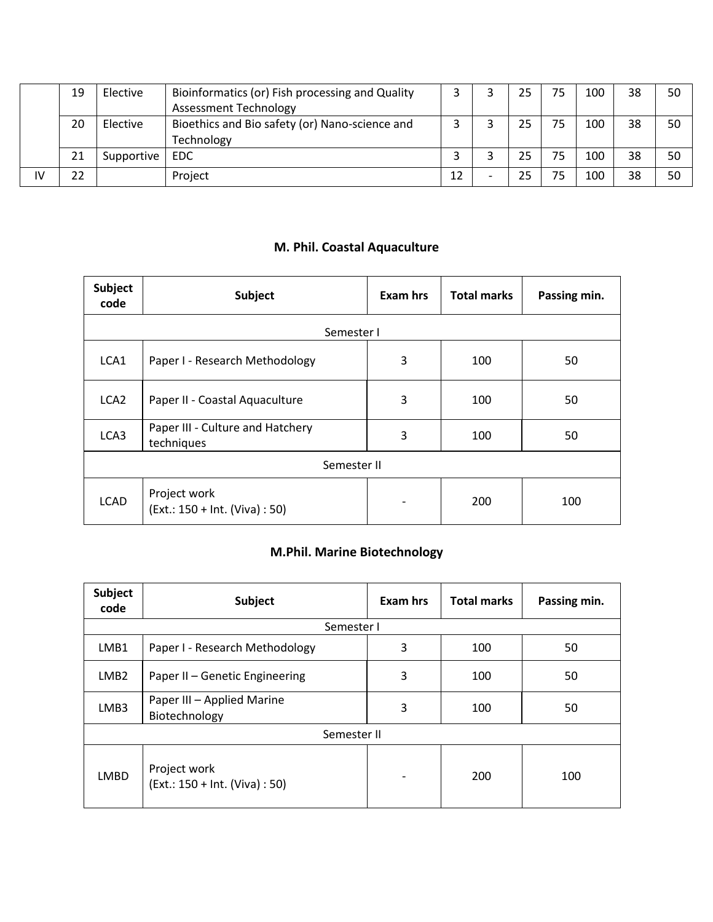|  |  |  |  |  |  |  |  |  |  |  |
|---|---|---|---|---|---|---|---|---|---|---|
|  | 19 | Elective | Bioinformatics (or) Fish processing and Quality Assessment Technology | 3 | 3 | 25 | 75 | 100 | 38 | 50 |
|  | 20 | Elective | Bioethics and Bio safety (or) Nano-science and Technology | 3 | 3 | 25 | 75 | 100 | 38 | 50 |
|  | 21 | Supportive | EDC | 3 | 3 | 25 | 75 | 100 | 38 | 50 |
| IV | 22 |  | Project | 12 | - | 25 | 75 | 100 | 38 | 50 |

## M. Phil. Coastal Aquaculture

| Subject code | Subject | Exam hrs | Total marks | Passing min. |
|---|---|---|---|---|
| Semester I | | | | |
| LCA1 | Paper I - Research Methodology | 3 | 100 | 50 |
| LCA2 | Paper II - Coastal Aquaculture | 3 | 100 | 50 |
| LCA3 | Paper III - Culture and Hatchery techniques | 3 | 100 | 50 |
| Semester II | | | | |
| LCAD | Project work (Ext.: 150 + Int. (Viva) : 50) | - | 200 | 100 |

## M.Phil. Marine Biotechnology

| Subject code | Subject | Exam hrs | Total marks | Passing min. |
|---|---|---|---|---|
| Semester I | | | | |
| LMB1 | Paper I - Research Methodology | 3 | 100 | 50 |
| LMB2 | Paper II – Genetic Engineering | 3 | 100 | 50 |
| LMB3 | Paper III – Applied Marine Biotechnology | 3 | 100 | 50 |
| Semester II | | | | |
| LMBD | Project work (Ext.: 150 + Int. (Viva) : 50) | - | 200 | 100 |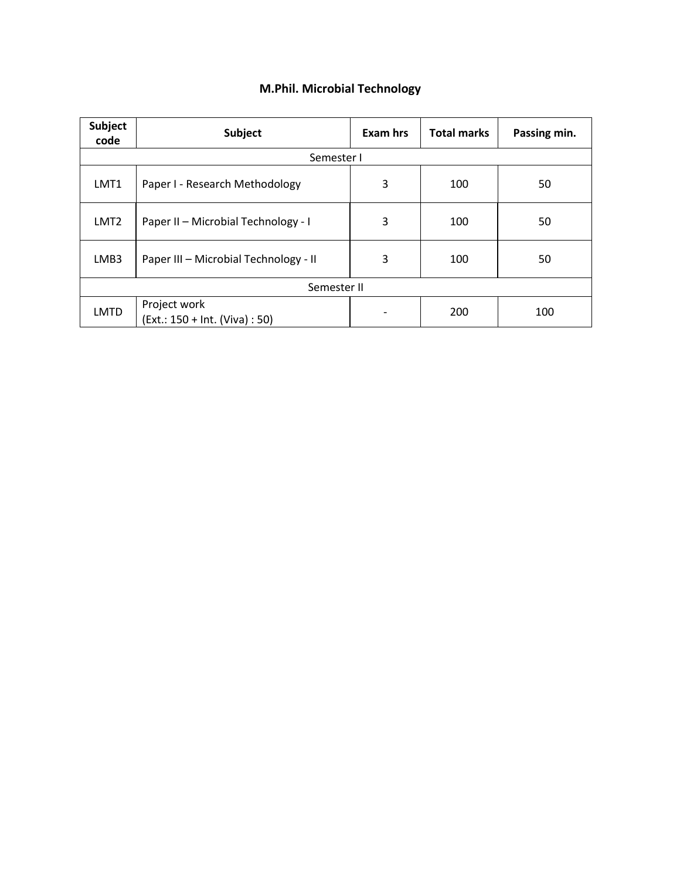## M.Phil. Microbial Technology

| Subject code | Subject | Exam hrs | Total marks | Passing min. |
|---|---|---|---|---|
| Semester I | | | | |
| LMT1 | Paper I - Research Methodology | 3 | 100 | 50 |
| LMT2 | Paper II – Microbial Technology - I | 3 | 100 | 50 |
| LMB3 | Paper III – Microbial Technology - II | 3 | 100 | 50 |
| Semester II | | | | |
| LMTD | Project work (Ext.: 150 + Int. (Viva) : 50) | - | 200 | 100 |